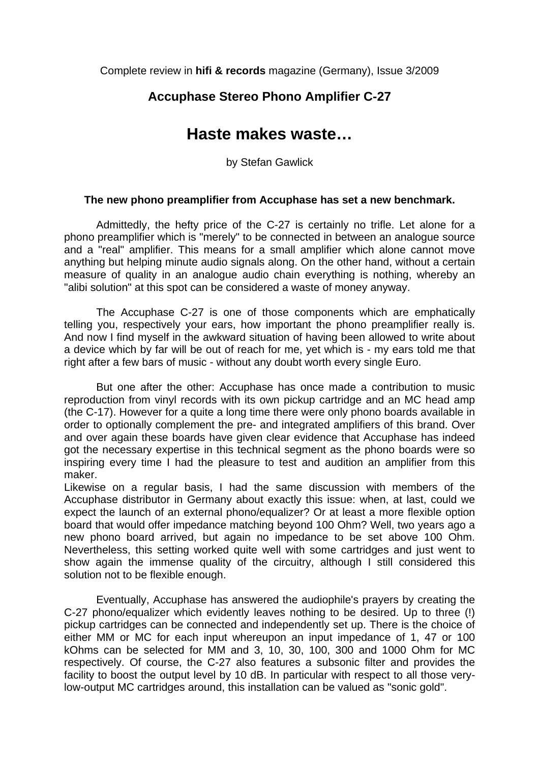Complete review in **hifi & records** magazine (Germany), Issue 3/2009

### Accuphase Stereo Phono Amplifier C-27

# Haste makes waste…

by Stefan Gawlick

**The new phono preamplifier from Accuphase has set a new benchmark.**

Admittedly, the hefty price of the C-27 is certainly no trifle. Let alone for a phono preamplifier which is "merely" to be connected in between an analogue source and a "real" amplifier. This means for a small amplifier which alone cannot move anything but helping minute audio signals along. On the other hand, without a certain measure of quality in an analogue audio chain everything is nothing, whereby an "alibi solution" at this spot can be considered a waste of money anyway.

The Accuphase C-27 is one of those components which are emphatically telling you, respectively your ears, how important the phono preamplifier really is. And now I find myself in the awkward situation of having been allowed to write about a device which by far will be out of reach for me, yet which is - my ears told me that right after a few bars of music - without any doubt worth every single Euro.

But one after the other: Accuphase has once made a contribution to music reproduction from vinyl records with its own pickup cartridge and an MC head amp (the C-17). However for a quite a long time there were only phono boards available in order to optionally complement the pre- and integrated amplifiers of this brand. Over and over again these boards have given clear evidence that Accuphase has indeed got the necessary expertise in this technical segment as the phono boards were so inspiring every time I had the pleasure to test and audition an amplifier from this maker.
Likewise on a regular basis, I had the same discussion with members of the Accuphase distributor in Germany about exactly this issue: when, at last, could we expect the launch of an external phono/equalizer? Or at least a more flexible option board that would offer impedance matching beyond 100 Ohm? Well, two years ago a new phono board arrived, but again no impedance to be set above 100 Ohm. Nevertheless, this setting worked quite well with some cartridges and just went to show again the immense quality of the circuitry, although I still considered this solution not to be flexible enough.

Eventually, Accuphase has answered the audiophile's prayers by creating the C-27 phono/equalizer which evidently leaves nothing to be desired. Up to three (!) pickup cartridges can be connected and independently set up. There is the choice of either MM or MC for each input whereupon an input impedance of 1, 47 or 100 kOhms can be selected for MM and 3, 10, 30, 100, 300 and 1000 Ohm for MC respectively. Of course, the C-27 also features a subsonic filter and provides the facility to boost the output level by 10 dB. In particular with respect to all those very-low-output MC cartridges around, this installation can be valued as "sonic gold".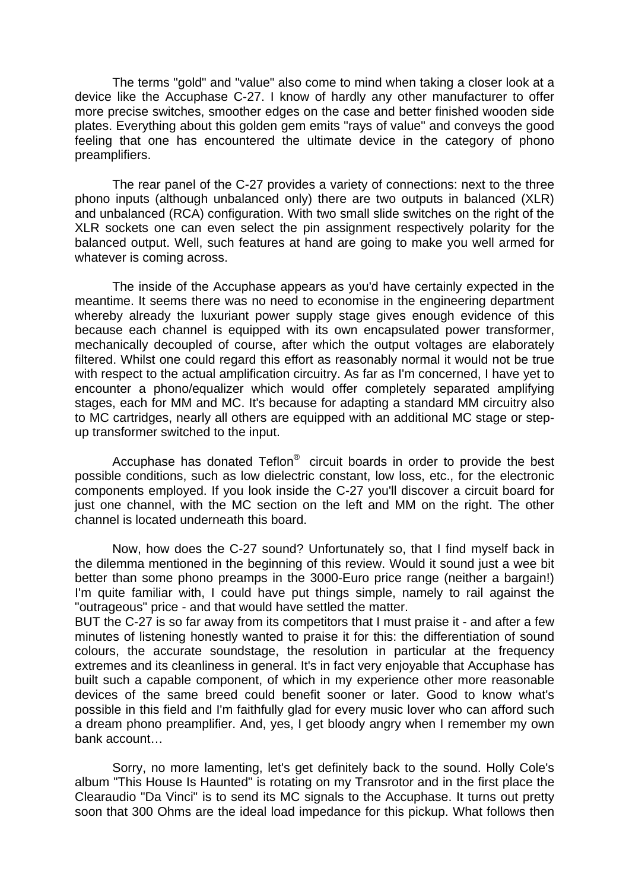The terms "gold" and "value" also come to mind when taking a closer look at a device like the Accuphase C-27. I know of hardly any other manufacturer to offer more precise switches, smoother edges on the case and better finished wooden side plates. Everything about this golden gem emits "rays of value" and conveys the good feeling that one has encountered the ultimate device in the category of phono preamplifiers.

The rear panel of the C-27 provides a variety of connections: next to the three phono inputs (although unbalanced only) there are two outputs in balanced (XLR) and unbalanced (RCA) configuration. With two small slide switches on the right of the XLR sockets one can even select the pin assignment respectively polarity for the balanced output. Well, such features at hand are going to make you well armed for whatever is coming across.

The inside of the Accuphase appears as you'd have certainly expected in the meantime. It seems there was no need to economise in the engineering department whereby already the luxuriant power supply stage gives enough evidence of this because each channel is equipped with its own encapsulated power transformer, mechanically decoupled of course, after which the output voltages are elaborately filtered. Whilst one could regard this effort as reasonably normal it would not be true with respect to the actual amplification circuitry. As far as I'm concerned, I have yet to encounter a phono/equalizer which would offer completely separated amplifying stages, each for MM and MC. It's because for adapting a standard MM circuitry also to MC cartridges, nearly all others are equipped with an additional MC stage or step-up transformer switched to the input.

Accuphase has donated Teflon® circuit boards in order to provide the best possible conditions, such as low dielectric constant, low loss, etc., for the electronic components employed. If you look inside the C-27 you'll discover a circuit board for just one channel, with the MC section on the left and MM on the right. The other channel is located underneath this board.

Now, how does the C-27 sound? Unfortunately so, that I find myself back in the dilemma mentioned in the beginning of this review. Would it sound just a wee bit better than some phono preamps in the 3000-Euro price range (neither a bargain!) I'm quite familiar with, I could have put things simple, namely to rail against the "outrageous" price - and that would have settled the matter.
BUT the C-27 is so far away from its competitors that I must praise it - and after a few minutes of listening honestly wanted to praise it for this: the differentiation of sound colours, the accurate soundstage, the resolution in particular at the frequency extremes and its cleanliness in general. It's in fact very enjoyable that Accuphase has built such a capable component, of which in my experience other more reasonable devices of the same breed could benefit sooner or later. Good to know what's possible in this field and I'm faithfully glad for every music lover who can afford such a dream phono preamplifier. And, yes, I get bloody angry when I remember my own bank account…

Sorry, no more lamenting, let's get definitely back to the sound. Holly Cole's album "This House Is Haunted" is rotating on my Transrotor and in the first place the Clearaudio "Da Vinci" is to send its MC signals to the Accuphase. It turns out pretty soon that 300 Ohms are the ideal load impedance for this pickup. What follows then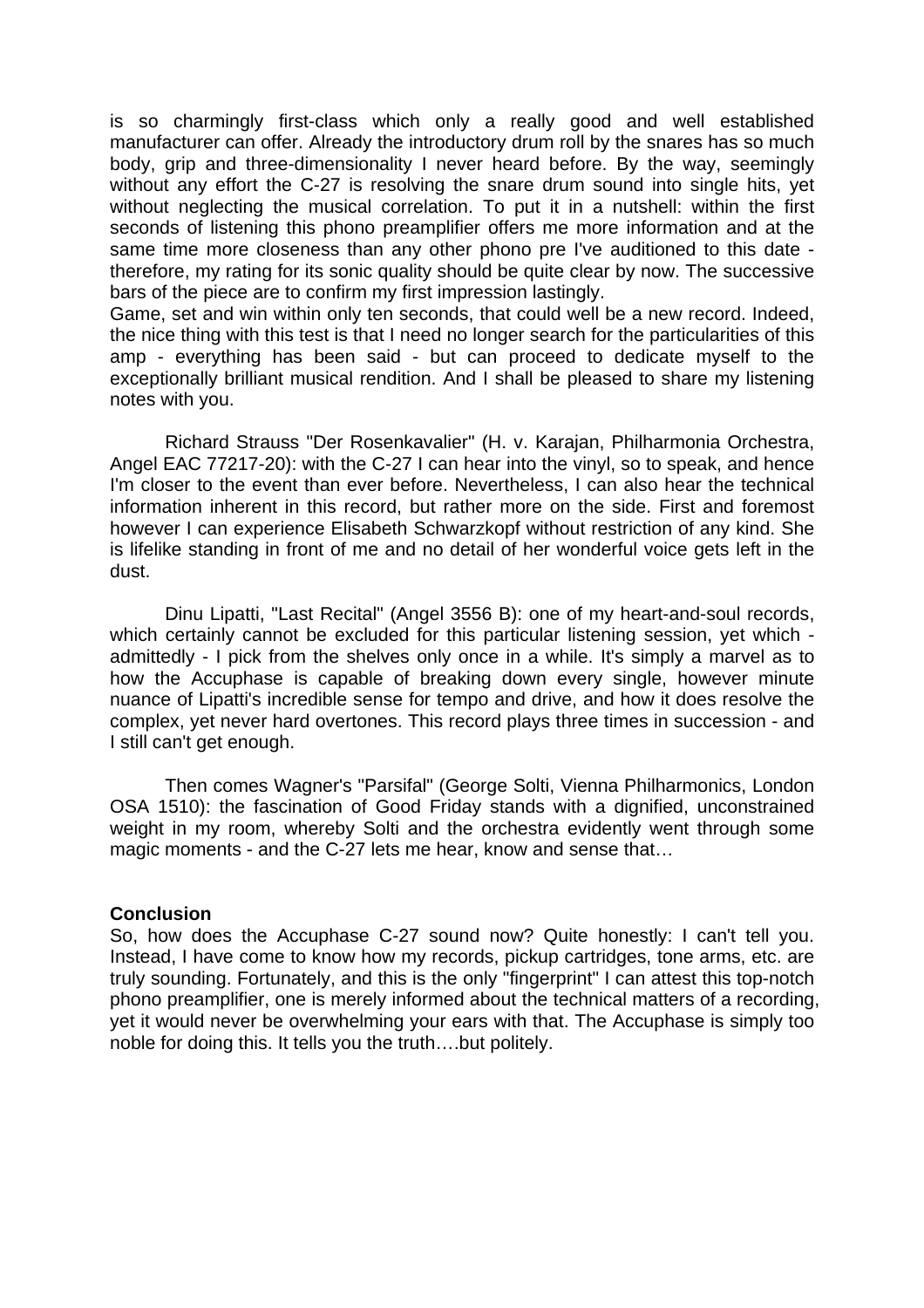is so charmingly first-class which only a really good and well established manufacturer can offer. Already the introductory drum roll by the snares has so much body, grip and three-dimensionality I never heard before. By the way, seemingly without any effort the C-27 is resolving the snare drum sound into single hits, yet without neglecting the musical correlation. To put it in a nutshell: within the first seconds of listening this phono preamplifier offers me more information and at the same time more closeness than any other phono pre I've auditioned to this date - therefore, my rating for its sonic quality should be quite clear by now. The successive bars of the piece are to confirm my first impression lastingly.
Game, set and win within only ten seconds, that could well be a new record. Indeed, the nice thing with this test is that I need no longer search for the particularities of this amp - everything has been said - but can proceed to dedicate myself to the exceptionally brilliant musical rendition. And I shall be pleased to share my listening notes with you.

Richard Strauss "Der Rosenkavalier" (H. v. Karajan, Philharmonia Orchestra, Angel EAC 77217-20): with the C-27 I can hear into the vinyl, so to speak, and hence I'm closer to the event than ever before. Nevertheless, I can also hear the technical information inherent in this record, but rather more on the side. First and foremost however I can experience Elisabeth Schwarzkopf without restriction of any kind. She is lifelike standing in front of me and no detail of her wonderful voice gets left in the dust.

Dinu Lipatti, "Last Recital" (Angel 3556 B): one of my heart-and-soul records, which certainly cannot be excluded for this particular listening session, yet which - admittedly - I pick from the shelves only once in a while. It's simply a marvel as to how the Accuphase is capable of breaking down every single, however minute nuance of Lipatti's incredible sense for tempo and drive, and how it does resolve the complex, yet never hard overtones. This record plays three times in succession - and I still can't get enough.

Then comes Wagner's "Parsifal" (George Solti, Vienna Philharmonics, London OSA 1510): the fascination of Good Friday stands with a dignified, unconstrained weight in my room, whereby Solti and the orchestra evidently went through some magic moments - and the C-27 lets me hear, know and sense that…

**Conclusion**

So, how does the Accuphase C-27 sound now? Quite honestly: I can't tell you. Instead, I have come to know how my records, pickup cartridges, tone arms, etc. are truly sounding. Fortunately, and this is the only "fingerprint" I can attest this top-notch phono preamplifier, one is merely informed about the technical matters of a recording, yet it would never be overwhelming your ears with that. The Accuphase is simply too noble for doing this. It tells you the truth….but politely.